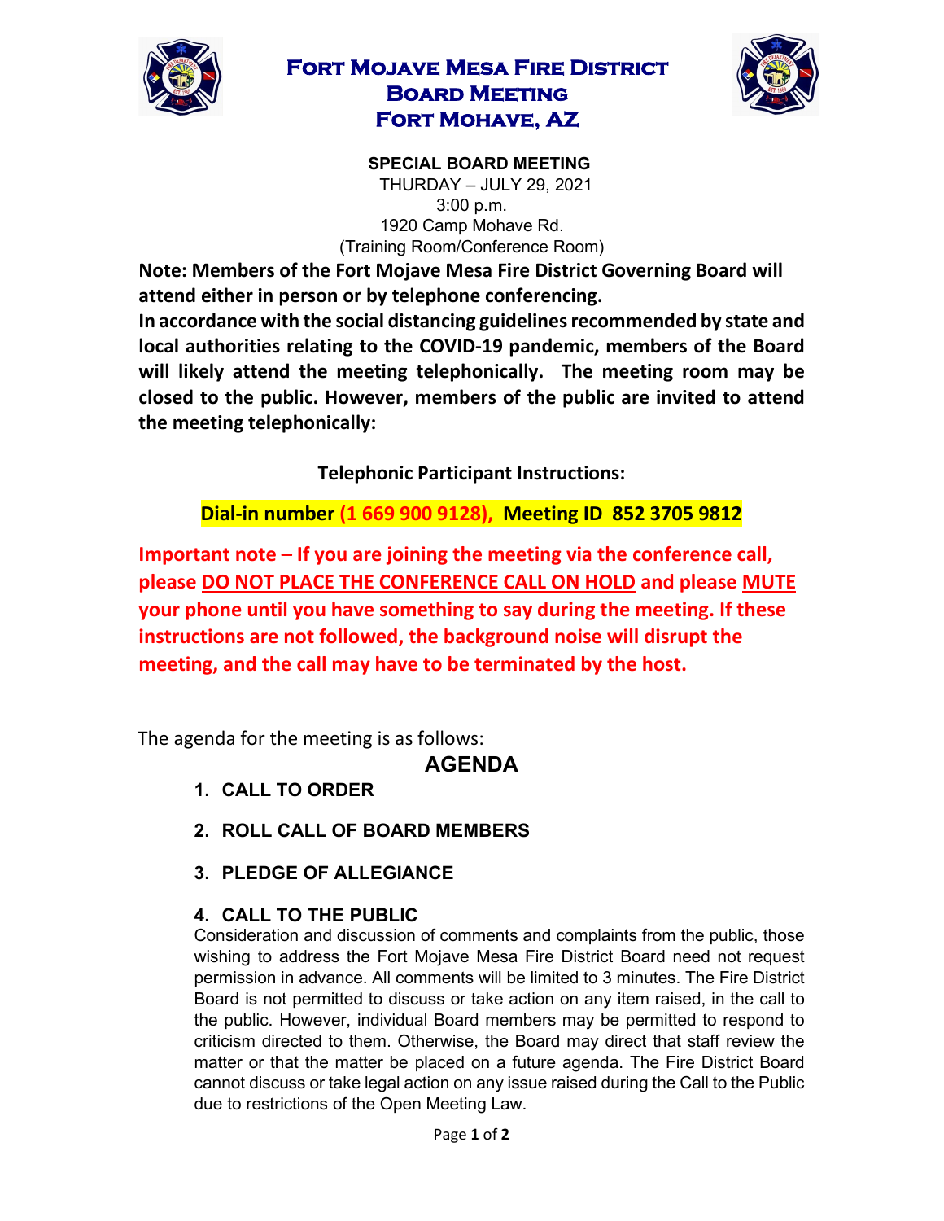# Fort Mojave Mesa Fire District
# Board Meeting
# Fort Mohave, AZ

**SPECIAL BOARD MEETING**

THURDAY – JULY 29, 2021

3:00 p.m.

1920 Camp Mohave Rd.

(Training Room/Conference Room)

**Note: Members of the Fort Mojave Mesa Fire District Governing Board will attend either in person or by telephone conferencing.**

**In accordance with the social distancing guidelines recommended by state and local authorities relating to the COVID-19 pandemic, members of the Board will likely attend the meeting telephonically. The meeting room may be closed to the public. However, members of the public are invited to attend the meeting telephonically:**

**Telephonic Participant Instructions:**

**Dial-in number (1 669 900 9128), Meeting ID 852 3705 9812**

**Important note – If you are joining the meeting via the conference call, please DO NOT PLACE THE CONFERENCE CALL ON HOLD and please MUTE your phone until you have something to say during the meeting. If these instructions are not followed, the background noise will disrupt the meeting, and the call may have to be terminated by the host.**

The agenda for the meeting is as follows:

## AGENDA

1. **CALL TO ORDER**

2. **ROLL CALL OF BOARD MEMBERS**

3. **PLEDGE OF ALLEGIANCE**

4. **CALL TO THE PUBLIC**

   Consideration and discussion of comments and complaints from the public, those wishing to address the Fort Mojave Mesa Fire District Board need not request permission in advance. All comments will be limited to 3 minutes. The Fire District Board is not permitted to discuss or take action on any item raised, in the call to the public. However, individual Board members may be permitted to respond to criticism directed to them. Otherwise, the Board may direct that staff review the matter or that the matter be placed on a future agenda. The Fire District Board cannot discuss or take legal action on any issue raised during the Call to the Public due to restrictions of the Open Meeting Law.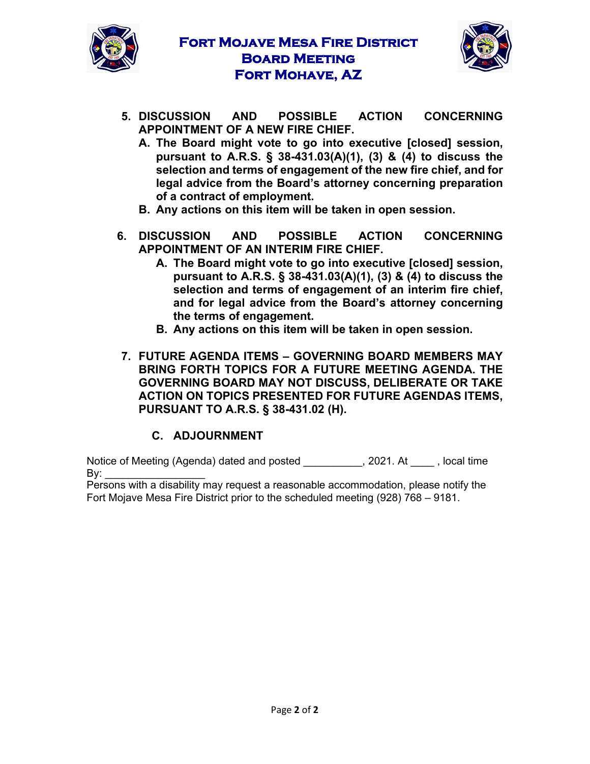5. **DISCUSSION AND POSSIBLE ACTION CONCERNING APPOINTMENT OF A NEW FIRE CHIEF.**
   - **A. The Board might vote to go into executive [closed] session, pursuant to A.R.S. § 38-431.03(A)(1), (3) & (4) to discuss the selection and terms of engagement of the new fire chief, and for legal advice from the Board's attorney concerning preparation of a contract of employment.**
   - **B. Any actions on this item will be taken in open session.**

6. **DISCUSSION AND POSSIBLE ACTION CONCERNING APPOINTMENT OF AN INTERIM FIRE CHIEF.**
   - **A. The Board might vote to go into executive [closed] session, pursuant to A.R.S. § 38-431.03(A)(1), (3) & (4) to discuss the selection and terms of engagement of an interim fire chief, and for legal advice from the Board's attorney concerning the terms of engagement.**
   - **B. Any actions on this item will be taken in open session.**

7. **FUTURE AGENDA ITEMS – GOVERNING BOARD MEMBERS MAY BRING FORTH TOPICS FOR A FUTURE MEETING AGENDA. THE GOVERNING BOARD MAY NOT DISCUSS, DELIBERATE OR TAKE ACTION ON TOPICS PRESENTED FOR FUTURE AGENDAS ITEMS, PURSUANT TO A.R.S. § 38-431.02 (H).**

**C. ADJOURNMENT**

Notice of Meeting (Agenda) dated and posted __________, 2021. At ____ , local time
By: ________________
Persons with a disability may request a reasonable accommodation, please notify the Fort Mojave Mesa Fire District prior to the scheduled meeting (928) 768 – 9181.